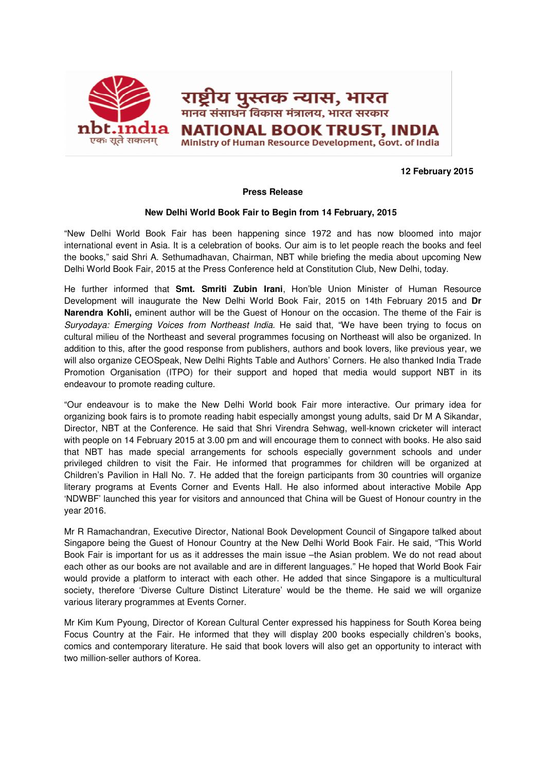राष्ट्रीय पुस्तक न्यास, भारत
मानव संसाधन विकास मंत्रालय, भारत सरकार
**NATIONAL BOOK TRUST, INDIA**
Ministry of Human Resource Development, Govt. of India

**12 February 2015**

**Press Release**

**New Delhi World Book Fair to Begin from 14 February, 2015**

"New Delhi World Book Fair has been happening since 1972 and has now bloomed into major international event in Asia. It is a celebration of books. Our aim is to let people reach the books and feel the books," said Shri A. Sethumadhavan, Chairman, NBT while briefing the media about upcoming New Delhi World Book Fair, 2015 at the Press Conference held at Constitution Club, New Delhi, today.

He further informed that **Smt. Smriti Zubin Irani**, Hon'ble Union Minister of Human Resource Development will inaugurate the New Delhi World Book Fair, 2015 on 14th February 2015 and **Dr Narendra Kohli,** eminent author will be the Guest of Honour on the occasion. The theme of the Fair is *Suryodaya: Emerging Voices from Northeast India.* He said that, "We have been trying to focus on cultural milieu of the Northeast and several programmes focusing on Northeast will also be organized. In addition to this, after the good response from publishers, authors and book lovers, like previous year, we will also organize CEOSpeak, New Delhi Rights Table and Authors' Corners. He also thanked India Trade Promotion Organisation (ITPO) for their support and hoped that media would support NBT in its endeavour to promote reading culture.

"Our endeavour is to make the New Delhi World book Fair more interactive. Our primary idea for organizing book fairs is to promote reading habit especially amongst young adults, said Dr M A Sikandar, Director, NBT at the Conference. He said that Shri Virendra Sehwag, well-known cricketer will interact with people on 14 February 2015 at 3.00 pm and will encourage them to connect with books. He also said that NBT has made special arrangements for schools especially government schools and under privileged children to visit the Fair. He informed that programmes for children will be organized at Children's Pavilion in Hall No. 7. He added that the foreign participants from 30 countries will organize literary programs at Events Corner and Events Hall. He also informed about interactive Mobile App 'NDWBF' launched this year for visitors and announced that China will be Guest of Honour country in the year 2016.

Mr R Ramachandran, Executive Director, National Book Development Council of Singapore talked about Singapore being the Guest of Honour Country at the New Delhi World Book Fair. He said, "This World Book Fair is important for us as it addresses the main issue –the Asian problem. We do not read about each other as our books are not available and are in different languages." He hoped that World Book Fair would provide a platform to interact with each other. He added that since Singapore is a multicultural society, therefore 'Diverse Culture Distinct Literature' would be the theme. He said we will organize various literary programmes at Events Corner.

Mr Kim Kum Pyoung, Director of Korean Cultural Center expressed his happiness for South Korea being Focus Country at the Fair. He informed that they will display 200 books especially children's books, comics and contemporary literature. He said that book lovers will also get an opportunity to interact with two million-seller authors of Korea.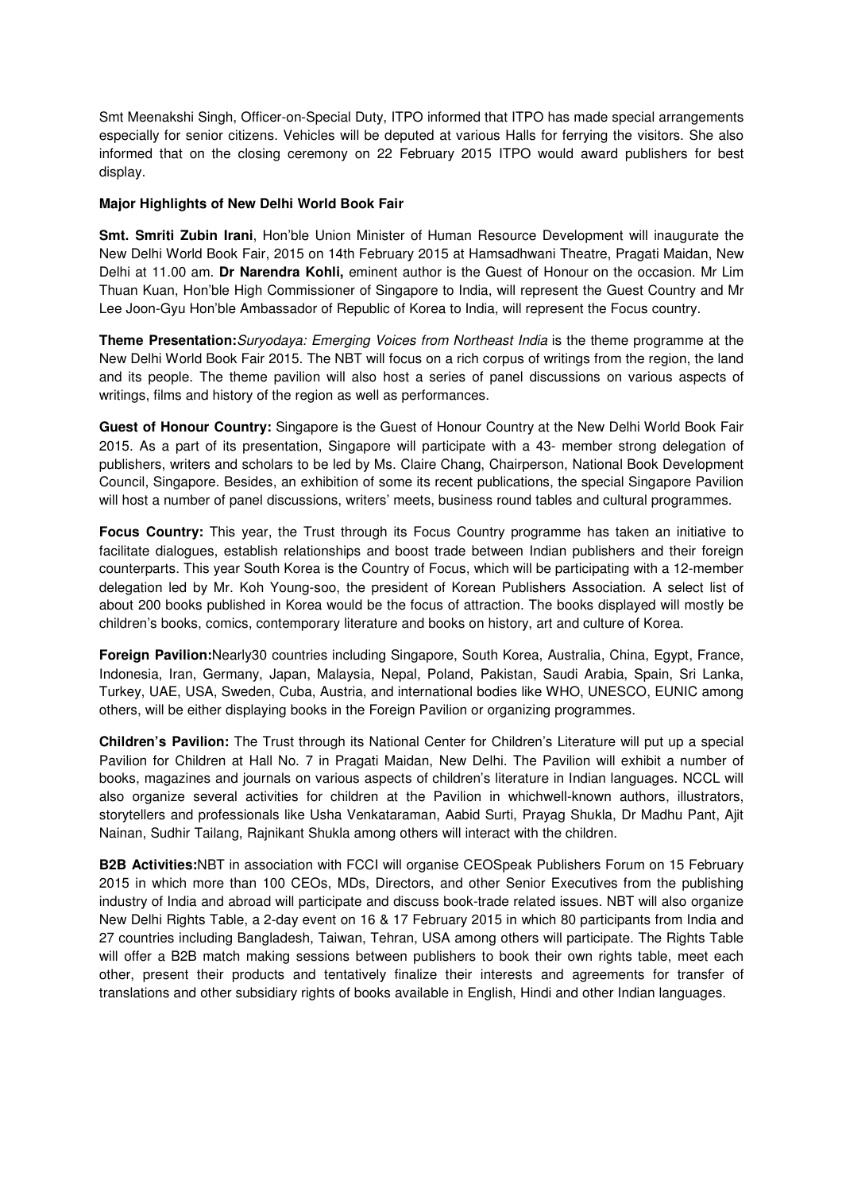Smt Meenakshi Singh, Officer-on-Special Duty, ITPO informed that ITPO has made special arrangements especially for senior citizens. Vehicles will be deputed at various Halls for ferrying the visitors. She also informed that on the closing ceremony on 22 February 2015 ITPO would award publishers for best display.

**Major Highlights of New Delhi World Book Fair**

**Smt. Smriti Zubin Irani**, Hon'ble Union Minister of Human Resource Development will inaugurate the New Delhi World Book Fair, 2015 on 14th February 2015 at Hamsadhwani Theatre, Pragati Maidan, New Delhi at 11.00 am. **Dr Narendra Kohli,** eminent author is the Guest of Honour on the occasion. Mr Lim Thuan Kuan, Hon'ble High Commissioner of Singapore to India, will represent the Guest Country and Mr Lee Joon-Gyu Hon'ble Ambassador of Republic of Korea to India, will represent the Focus country.

**Theme Presentation:***Suryodaya: Emerging Voices from Northeast India* is the theme programme at the New Delhi World Book Fair 2015. The NBT will focus on a rich corpus of writings from the region, the land and its people. The theme pavilion will also host a series of panel discussions on various aspects of writings, films and history of the region as well as performances.

**Guest of Honour Country:** Singapore is the Guest of Honour Country at the New Delhi World Book Fair 2015. As a part of its presentation, Singapore will participate with a 43- member strong delegation of publishers, writers and scholars to be led by Ms. Claire Chang, Chairperson, National Book Development Council, Singapore. Besides, an exhibition of some its recent publications, the special Singapore Pavilion will host a number of panel discussions, writers' meets, business round tables and cultural programmes.

**Focus Country:** This year, the Trust through its Focus Country programme has taken an initiative to facilitate dialogues, establish relationships and boost trade between Indian publishers and their foreign counterparts. This year South Korea is the Country of Focus, which will be participating with a 12-member delegation led by Mr. Koh Young-soo, the president of Korean Publishers Association. A select list of about 200 books published in Korea would be the focus of attraction. The books displayed will mostly be children's books, comics, contemporary literature and books on history, art and culture of Korea.

**Foreign Pavilion:**Nearly30 countries including Singapore, South Korea, Australia, China, Egypt, France, Indonesia, Iran, Germany, Japan, Malaysia, Nepal, Poland, Pakistan, Saudi Arabia, Spain, Sri Lanka, Turkey, UAE, USA, Sweden, Cuba, Austria, and international bodies like WHO, UNESCO, EUNIC among others, will be either displaying books in the Foreign Pavilion or organizing programmes.

**Children's Pavilion:** The Trust through its National Center for Children's Literature will put up a special Pavilion for Children at Hall No. 7 in Pragati Maidan, New Delhi. The Pavilion will exhibit a number of books, magazines and journals on various aspects of children's literature in Indian languages. NCCL will also organize several activities for children at the Pavilion in whichwell-known authors, illustrators, storytellers and professionals like Usha Venkataraman, Aabid Surti, Prayag Shukla, Dr Madhu Pant, Ajit Nainan, Sudhir Tailang, Rajnikant Shukla among others will interact with the children.

**B2B Activities:**NBT in association with FCCI will organise CEOSpeak Publishers Forum on 15 February 2015 in which more than 100 CEOs, MDs, Directors, and other Senior Executives from the publishing industry of India and abroad will participate and discuss book-trade related issues. NBT will also organize New Delhi Rights Table, a 2-day event on 16 & 17 February 2015 in which 80 participants from India and 27 countries including Bangladesh, Taiwan, Tehran, USA among others will participate. The Rights Table will offer a B2B match making sessions between publishers to book their own rights table, meet each other, present their products and tentatively finalize their interests and agreements for transfer of translations and other subsidiary rights of books available in English, Hindi and other Indian languages.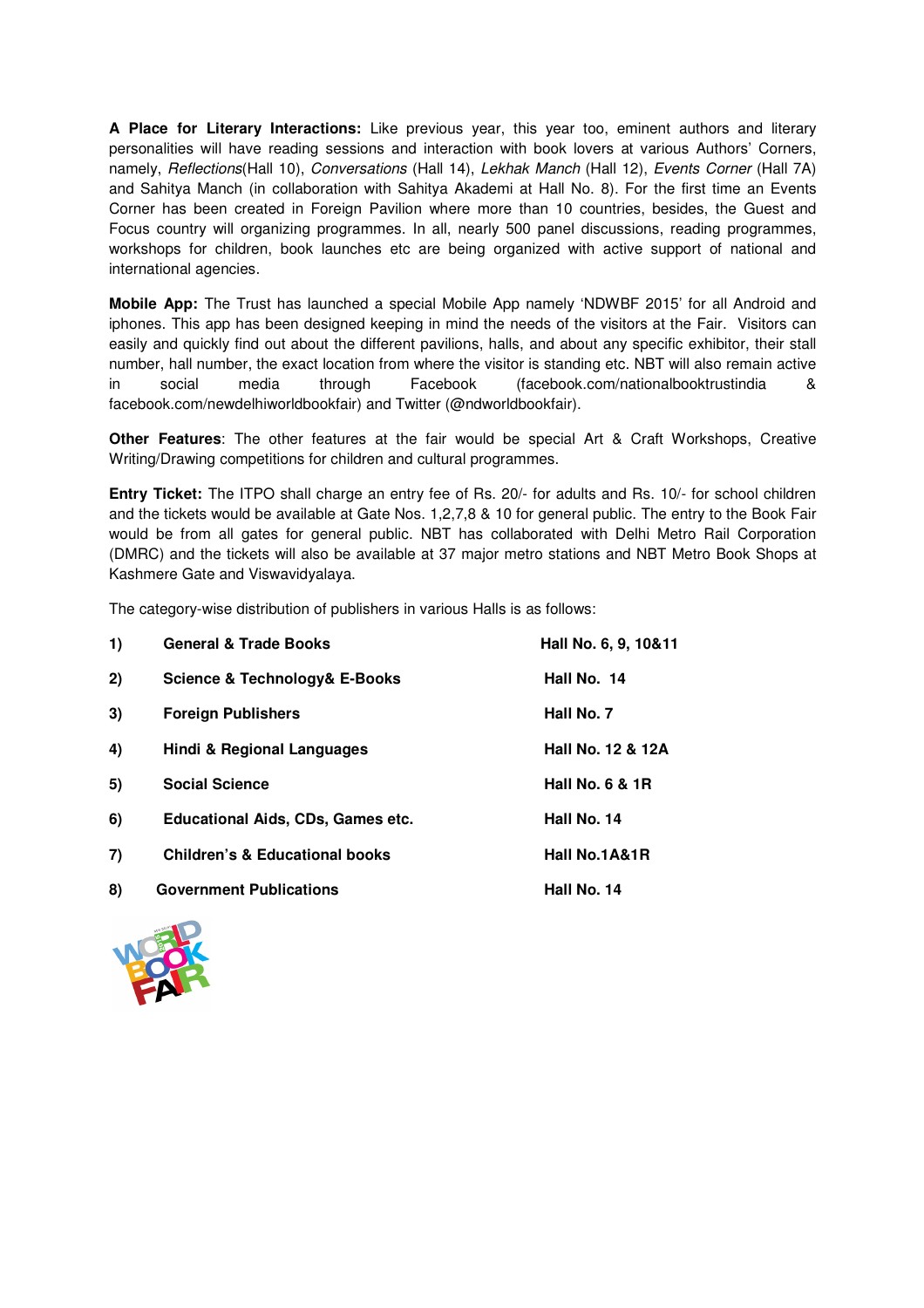**A Place for Literary Interactions:** Like previous year, this year too, eminent authors and literary personalities will have reading sessions and interaction with book lovers at various Authors' Corners, namely, *Reflections*(Hall 10), *Conversations* (Hall 14), *Lekhak Manch* (Hall 12), *Events Corner* (Hall 7A) and Sahitya Manch (in collaboration with Sahitya Akademi at Hall No. 8). For the first time an Events Corner has been created in Foreign Pavilion where more than 10 countries, besides, the Guest and Focus country will organizing programmes. In all, nearly 500 panel discussions, reading programmes, workshops for children, book launches etc are being organized with active support of national and international agencies.

**Mobile App:** The Trust has launched a special Mobile App namely 'NDWBF 2015' for all Android and iphones. This app has been designed keeping in mind the needs of the visitors at the Fair. Visitors can easily and quickly find out about the different pavilions, halls, and about any specific exhibitor, their stall number, hall number, the exact location from where the visitor is standing etc. NBT will also remain active in social media through Facebook (facebook.com/nationalbooktrustindia & facebook.com/newdelhiworldbookfair) and Twitter (@ndworldbookfair).

**Other Features**: The other features at the fair would be special Art & Craft Workshops, Creative Writing/Drawing competitions for children and cultural programmes.

**Entry Ticket:** The ITPO shall charge an entry fee of Rs. 20/- for adults and Rs. 10/- for school children and the tickets would be available at Gate Nos. 1,2,7,8 & 10 for general public. The entry to the Book Fair would be from all gates for general public. NBT has collaborated with Delhi Metro Rail Corporation (DMRC) and the tickets will also be available at 37 major metro stations and NBT Metro Book Shops at Kashmere Gate and Viswavidyalaya.

The category-wise distribution of publishers in various Halls is as follows:

| | | |
|---|---|---|
| **1)** | **General & Trade Books** | **Hall No. 6, 9, 10&11** |
| **2)** | **Science & Technology& E-Books** | **Hall No. 14** |
| **3)** | **Foreign Publishers** | **Hall No. 7** |
| **4)** | **Hindi & Regional Languages** | **Hall No. 12 & 12A** |
| **5)** | **Social Science** | **Hall No. 6 & 1R** |
| **6)** | **Educational Aids, CDs, Games etc.** | **Hall No. 14** |
| **7)** | **Children's & Educational books** | **Hall No.1A&1R** |
| **8)** | **Government Publications** | **Hall No. 14** |